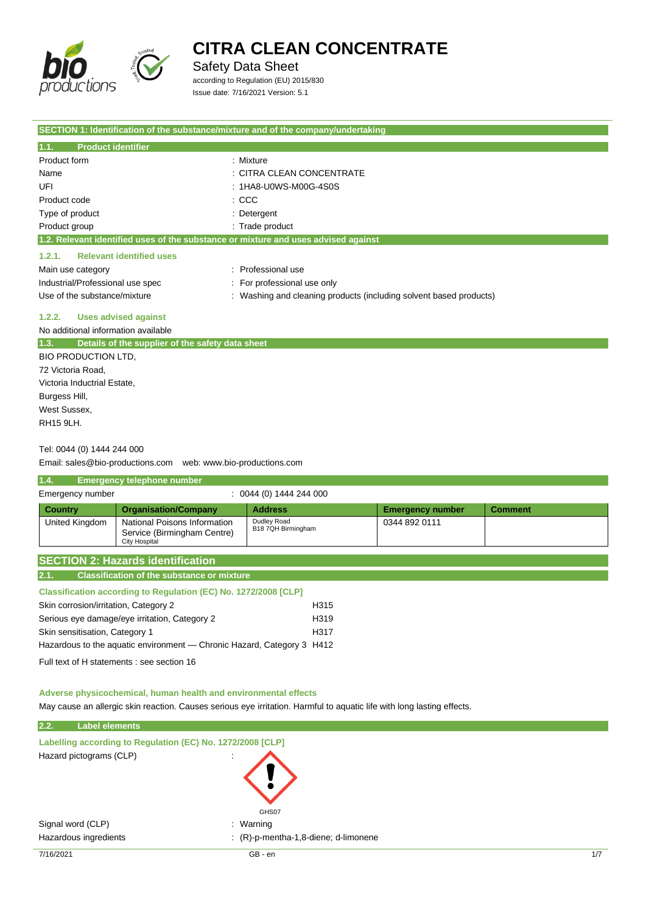# CITRA CLEAN CONCENTRATE

Safety Data Sheet

according to Regulation (EU) 2015/830

Issue date: 7/16/2021 Version: 5.1

## SECTION 1: Identification of the substance/mixture and of the company/undertaking

### 1.1. Product identifier

| | |
|---|---|
| Product form | : Mixture |
| Name | : CITRA CLEAN CONCENTRATE |
| UFI | : 1HA8-U0WS-M00G-4S0S |
| Product code | : CCC |
| Type of product | : Detergent |
| Product group | : Trade product |

### 1.2. Relevant identified uses of the substance or mixture and uses advised against

#### 1.2.1. Relevant identified uses

| | |
|---|---|
| Main use category | : Professional use |
| Industrial/Professional use spec | : For professional use only |
| Use of the substance/mixture | : Washing and cleaning products (including solvent based products) |

#### 1.2.2. Uses advised against

No additional information available

### 1.3. Details of the supplier of the safety data sheet

BIO PRODUCTION LTD,
72 Victoria Road,
Victoria Inductrial Estate,
Burgess Hill,
West Sussex,
RH15 9LH.

Tel: 0044 (0) 1444 244 000

Email: sales@bio-productions.com web: www.bio-productions.com

### 1.4. Emergency telephone number

Emergency number : 0044 (0) 1444 244 000

| Country | Organisation/Company | Address | Emergency number | Comment |
|---|---|---|---|---|
| United Kingdom | National Poisons Information Service (Birmingham Centre) City Hospital | Dudley Road B18 7QH Birmingham | 0344 892 0111 | |

## SECTION 2: Hazards identification

### 2.1. Classification of the substance or mixture

**Classification according to Regulation (EC) No. 1272/2008 [CLP]**

| | |
|---|---|
| Skin corrosion/irritation, Category 2 | H315 |
| Serious eye damage/eye irritation, Category 2 | H319 |
| Skin sensitisation, Category 1 | H317 |
| Hazardous to the aquatic environment — Chronic Hazard, Category 3 | H412 |

Full text of H statements : see section 16

**Adverse physicochemical, human health and environmental effects**

May cause an allergic skin reaction. Causes serious eye irritation. Harmful to aquatic life with long lasting effects.

### 2.2. Label elements

**Labelling according to Regulation (EC) No. 1272/2008 [CLP]**

Hazard pictograms (CLP) :

GHS07

| | |
|---|---|
| Signal word (CLP) | : Warning |
| Hazardous ingredients | : (R)-p-mentha-1,8-diene; d-limonene |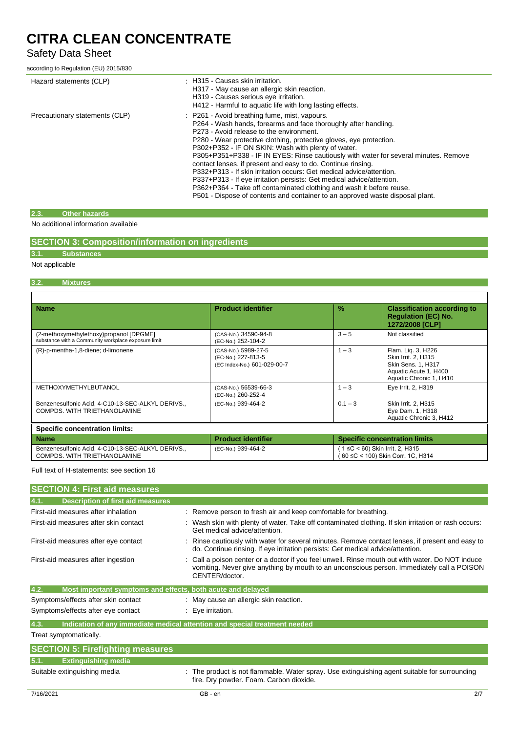| | |
|---|---|
| Hazard statements (CLP) | : H315 - Causes skin irritation.<br>H317 - May cause an allergic skin reaction.<br>H319 - Causes serious eye irritation.<br>H412 - Harmful to aquatic life with long lasting effects. |
| Precautionary statements (CLP) | : P261 - Avoid breathing fume, mist, vapours.<br>P264 - Wash hands, forearms and face thoroughly after handling.<br>P273 - Avoid release to the environment.<br>P280 - Wear protective clothing, protective gloves, eye protection.<br>P302+P352 - IF ON SKIN: Wash with plenty of water.<br>P305+P351+P338 - IF IN EYES: Rinse cautiously with water for several minutes. Remove contact lenses, if present and easy to do. Continue rinsing.<br>P332+P313 - If skin irritation occurs: Get medical advice/attention.<br>P337+P313 - If eye irritation persists: Get medical advice/attention.<br>P362+P364 - Take off contaminated clothing and wash it before reuse.<br>P501 - Dispose of contents and container to an approved waste disposal plant. |

### 2.3. Other hazards

No additional information available

## SECTION 3: Composition/information on ingredients

### 3.1. Substances

Not applicable

### 3.2. Mixtures

| Name | Product identifier | % | Classification according to Regulation (EC) No. 1272/2008 [CLP] |
|---|---|---|---|
| (2-methoxymethylethoxy)propanol [DPGME]<br>substance with a Community workplace exposure limit | (CAS-No.) 34590-94-8<br>(EC-No.) 252-104-2 | 3 – 5 | Not classified |
| (R)-p-mentha-1,8-diene; d-limonene | (CAS-No.) 5989-27-5<br>(EC-No.) 227-813-5<br>(EC Index-No.) 601-029-00-7 | 1 – 3 | Flam. Liq. 3, H226<br>Skin Irrit. 2, H315<br>Skin Sens. 1, H317<br>Aquatic Acute 1, H400<br>Aquatic Chronic 1, H410 |
| METHOXYMETHYLBUTANOL | (CAS-No.) 56539-66-3<br>(EC-No.) 260-252-4 | 1 – 3 | Eye Irrit. 2, H319 |
| Benzenesulfonic Acid, 4-C10-13-SEC-ALKYL DERIVS., COMPDS. WITH TRIETHANOLAMINE | (EC-No.) 939-464-2 | 0.1 – 3 | Skin Irrit. 2, H315<br>Eye Dam. 1, H318<br>Aquatic Chronic 3, H412 |

**Specific concentration limits:**

| Name | Product identifier | Specific concentration limits |
|---|---|---|
| Benzenesulfonic Acid, 4-C10-13-SEC-ALKYL DERIVS., COMPDS. WITH TRIETHANOLAMINE | (EC-No.) 939-464-2 | ( 1 ≤C < 60) Skin Irrit. 2, H315<br>( 60 ≤C < 100) Skin Corr. 1C, H314 |

Full text of H-statements: see section 16

## SECTION 4: First aid measures

### 4.1. Description of first aid measures

| | |
|---|---|
| First-aid measures after inhalation | : Remove person to fresh air and keep comfortable for breathing. |
| First-aid measures after skin contact | : Wash skin with plenty of water. Take off contaminated clothing. If skin irritation or rash occurs: Get medical advice/attention. |
| First-aid measures after eye contact | : Rinse cautiously with water for several minutes. Remove contact lenses, if present and easy to do. Continue rinsing. If eye irritation persists: Get medical advice/attention. |
| First-aid measures after ingestion | : Call a poison center or a doctor if you feel unwell. Rinse mouth out with water. Do NOT induce vomiting. Never give anything by mouth to an unconscious person. Immediately call a POISON CENTER/doctor. |

### 4.2. Most important symptoms and effects, both acute and delayed

| | |
|---|---|
| Symptoms/effects after skin contact | : May cause an allergic skin reaction. |
| Symptoms/effects after eye contact | : Eye irritation. |

### 4.3. Indication of any immediate medical attention and special treatment needed

Treat symptomatically.

## SECTION 5: Firefighting measures

### 5.1. Extinguishing media

| | |
|---|---|
| Suitable extinguishing media | : The product is not flammable. Water spray. Use extinguishing agent suitable for surrounding fire. Dry powder. Foam. Carbon dioxide. |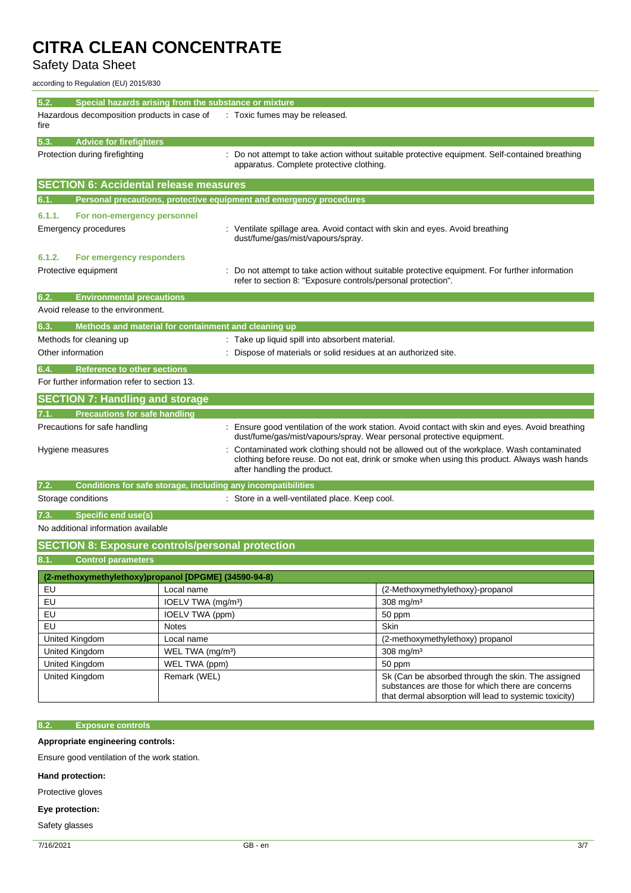### 5.2. Special hazards arising from the substance or mixture

Hazardous decomposition products in case of fire : Toxic fumes may be released.

### 5.3. Advice for firefighters

Protection during firefighting : Do not attempt to take action without suitable protective equipment. Self-contained breathing apparatus. Complete protective clothing.

## SECTION 6: Accidental release measures

### 6.1. Personal precautions, protective equipment and emergency procedures

#### 6.1.1. For non-emergency personnel

Emergency procedures : Ventilate spillage area. Avoid contact with skin and eyes. Avoid breathing dust/fume/gas/mist/vapours/spray.

#### 6.1.2. For emergency responders

Protective equipment : Do not attempt to take action without suitable protective equipment. For further information refer to section 8: "Exposure controls/personal protection".

### 6.2. Environmental precautions

Avoid release to the environment.

### 6.3. Methods and material for containment and cleaning up

Methods for cleaning up : Take up liquid spill into absorbent material.

Other information : Dispose of materials or solid residues at an authorized site.

### 6.4. Reference to other sections

For further information refer to section 13.

## SECTION 7: Handling and storage

### 7.1. Precautions for safe handling

Precautions for safe handling : Ensure good ventilation of the work station. Avoid contact with skin and eyes. Avoid breathing dust/fume/gas/mist/vapours/spray. Wear personal protective equipment.

Hygiene measures : Contaminated work clothing should not be allowed out of the workplace. Wash contaminated clothing before reuse. Do not eat, drink or smoke when using this product. Always wash hands after handling the product.

### 7.2. Conditions for safe storage, including any incompatibilities

Storage conditions : Store in a well-ventilated place. Keep cool.

### 7.3. Specific end use(s)

No additional information available

## SECTION 8: Exposure controls/personal protection

### 8.1. Control parameters

| (2-methoxymethylethoxy)propanol [DPGME] (34590-94-8) | | |
|---|---|---|
| EU | Local name | (2-Methoxymethylethoxy)-propanol |
| EU | IOELV TWA (mg/m³) | 308 mg/m³ |
| EU | IOELV TWA (ppm) | 50 ppm |
| EU | Notes | Skin |
| United Kingdom | Local name | (2-methoxymethylethoxy) propanol |
| United Kingdom | WEL TWA (mg/m³) | 308 mg/m³ |
| United Kingdom | WEL TWA (ppm) | 50 ppm |
| United Kingdom | Remark (WEL) | Sk (Can be absorbed through the skin. The assigned substances are those for which there are concerns that dermal absorption will lead to systemic toxicity) |

### 8.2. Exposure controls

**Appropriate engineering controls:**

Ensure good ventilation of the work station.

**Hand protection:**

Protective gloves

**Eye protection:**

Safety glasses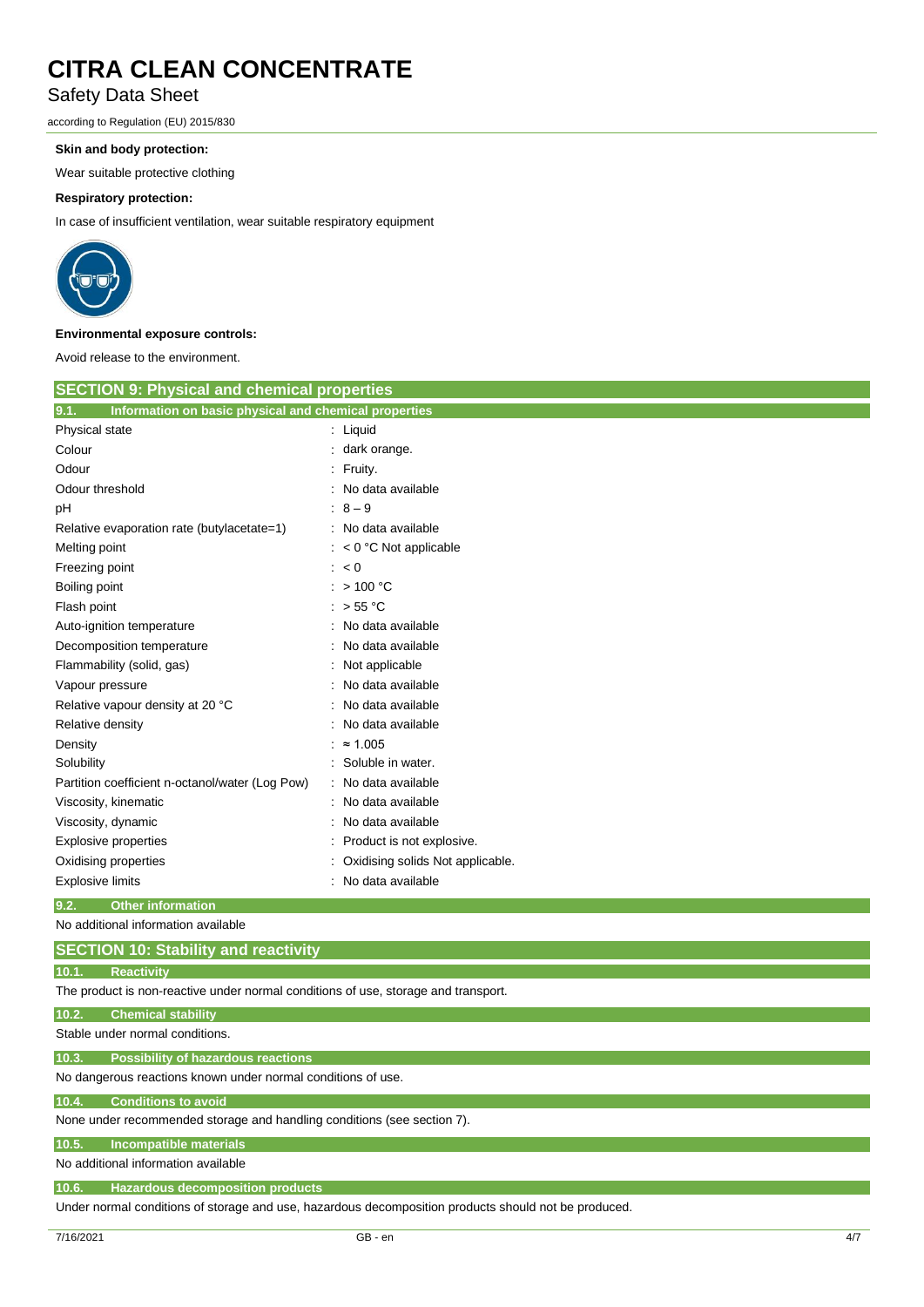**Skin and body protection:**

Wear suitable protective clothing

**Respiratory protection:**

In case of insufficient ventilation, wear suitable respiratory equipment

**Environmental exposure controls:**

Avoid release to the environment.

## SECTION 9: Physical and chemical properties

### 9.1. Information on basic physical and chemical properties

| Property | Value |
|---|---|
| Physical state | : Liquid |
| Colour | : dark orange. |
| Odour | : Fruity. |
| Odour threshold | : No data available |
| pH | : 8 – 9 |
| Relative evaporation rate (butylacetate=1) | : No data available |
| Melting point | : < 0 °C Not applicable |
| Freezing point | : < 0 |
| Boiling point | : > 100 °C |
| Flash point | : > 55 °C |
| Auto-ignition temperature | : No data available |
| Decomposition temperature | : No data available |
| Flammability (solid, gas) | : Not applicable |
| Vapour pressure | : No data available |
| Relative vapour density at 20 °C | : No data available |
| Relative density | : No data available |
| Density | : ≈ 1.005 |
| Solubility | : Soluble in water. |
| Partition coefficient n-octanol/water (Log Pow) | : No data available |
| Viscosity, kinematic | : No data available |
| Viscosity, dynamic | : No data available |
| Explosive properties | : Product is not explosive. |
| Oxidising properties | : Oxidising solids Not applicable. |
| Explosive limits | : No data available |

### 9.2. Other information

No additional information available

## SECTION 10: Stability and reactivity

### 10.1. Reactivity

The product is non-reactive under normal conditions of use, storage and transport.

### 10.2. Chemical stability

Stable under normal conditions.

### 10.3. Possibility of hazardous reactions

No dangerous reactions known under normal conditions of use.

### 10.4. Conditions to avoid

None under recommended storage and handling conditions (see section 7).

### 10.5. Incompatible materials

No additional information available

### 10.6. Hazardous decomposition products

Under normal conditions of storage and use, hazardous decomposition products should not be produced.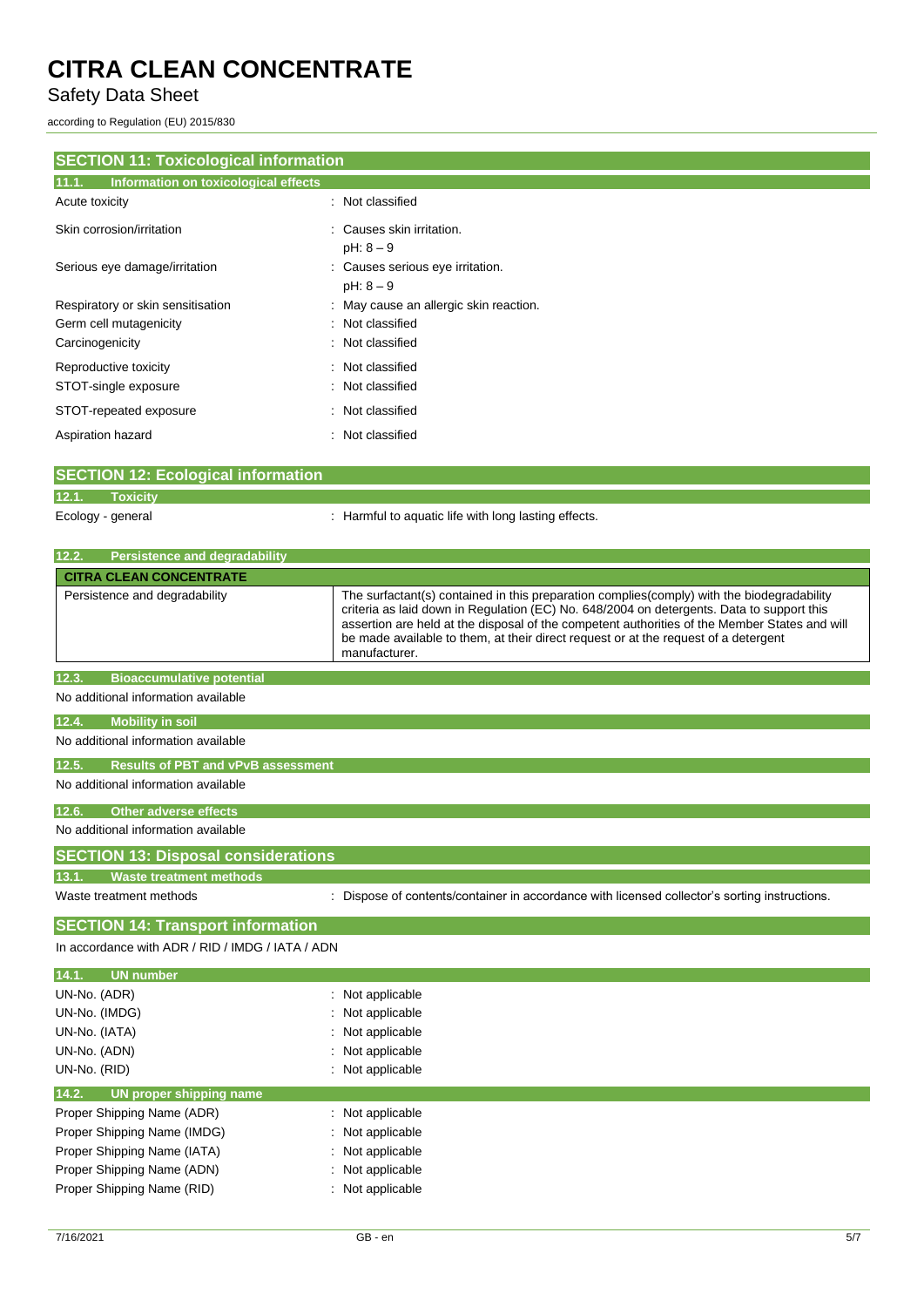## SECTION 11: Toxicological information

### 11.1. Information on toxicological effects

| | |
|---|---|
| Acute toxicity | : Not classified |
| Skin corrosion/irritation | : Causes skin irritation.<br>pH: 8 – 9 |
| Serious eye damage/irritation | : Causes serious eye irritation.<br>pH: 8 – 9 |
| Respiratory or skin sensitisation | : May cause an allergic skin reaction. |
| Germ cell mutagenicity | : Not classified |
| Carcinogenicity | : Not classified |
| Reproductive toxicity | : Not classified |
| STOT-single exposure | : Not classified |
| STOT-repeated exposure | : Not classified |
| Aspiration hazard | : Not classified |

## SECTION 12: Ecological information

### 12.1. Toxicity

Ecology - general : Harmful to aquatic life with long lasting effects.

### 12.2. Persistence and degradability

| CITRA CLEAN CONCENTRATE | |
|---|---|
| Persistence and degradability | The surfactant(s) contained in this preparation complies(comply) with the biodegradability criteria as laid down in Regulation (EC) No. 648/2004 on detergents. Data to support this assertion are held at the disposal of the competent authorities of the Member States and will be made available to them, at their direct request or at the request of a detergent manufacturer. |

### 12.3. Bioaccumulative potential

No additional information available

### 12.4. Mobility in soil

No additional information available

### 12.5. Results of PBT and vPvB assessment

No additional information available

### 12.6. Other adverse effects

No additional information available

## SECTION 13: Disposal considerations

### 13.1. Waste treatment methods

Waste treatment methods : Dispose of contents/container in accordance with licensed collector's sorting instructions.

## SECTION 14: Transport information

In accordance with ADR / RID / IMDG / IATA / ADN

### 14.1. UN number

| | |
|---|---|
| UN-No. (ADR) | : Not applicable |
| UN-No. (IMDG) | : Not applicable |
| UN-No. (IATA) | : Not applicable |
| UN-No. (ADN) | : Not applicable |
| UN-No. (RID) | : Not applicable |

### 14.2. UN proper shipping name

| | |
|---|---|
| Proper Shipping Name (ADR) | : Not applicable |
| Proper Shipping Name (IMDG) | : Not applicable |
| Proper Shipping Name (IATA) | : Not applicable |
| Proper Shipping Name (ADN) | : Not applicable |
| Proper Shipping Name (RID) | : Not applicable |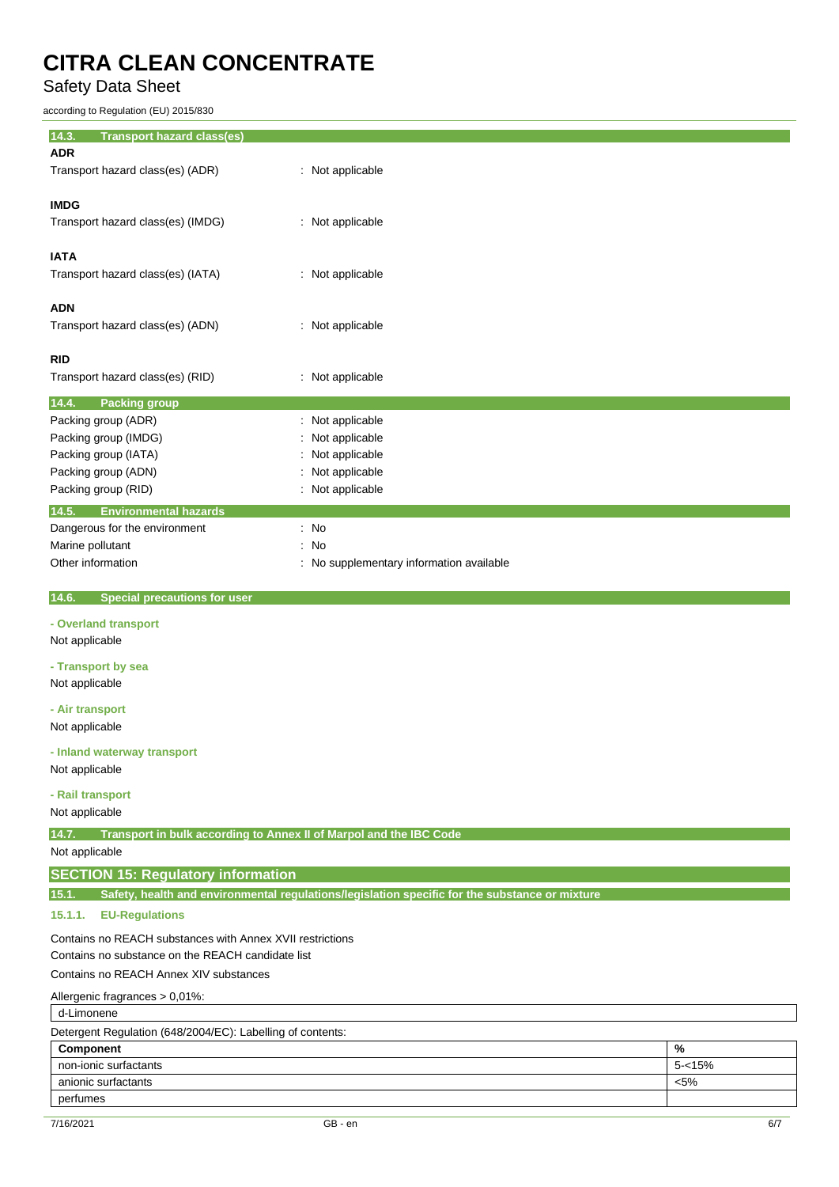### 14.3. Transport hazard class(es)

**ADR**

Transport hazard class(es) (ADR) : Not applicable

**IMDG**

Transport hazard class(es) (IMDG) : Not applicable

**IATA**

Transport hazard class(es) (IATA) : Not applicable

**ADN**

Transport hazard class(es) (ADN) : Not applicable

**RID**

Transport hazard class(es) (RID) : Not applicable

### 14.4. Packing group

Packing group (ADR) : Not applicable
Packing group (IMDG) : Not applicable
Packing group (IATA) : Not applicable
Packing group (ADN) : Not applicable
Packing group (RID) : Not applicable

### 14.5. Environmental hazards

Dangerous for the environment : No
Marine pollutant : No
Other information : No supplementary information available

### 14.6. Special precautions for user

**- Overland transport**

Not applicable

**- Transport by sea**

Not applicable

**- Air transport**

Not applicable

**- Inland waterway transport**

Not applicable

**- Rail transport**

Not applicable

### 14.7. Transport in bulk according to Annex II of Marpol and the IBC Code

Not applicable

## SECTION 15: Regulatory information

### 15.1. Safety, health and environmental regulations/legislation specific for the substance or mixture

#### 15.1.1. EU-Regulations

Contains no REACH substances with Annex XVII restrictions
Contains no substance on the REACH candidate list
Contains no REACH Annex XIV substances

Allergenic fragrances > 0,01%:

| d-Limonene |
|---|

Detergent Regulation (648/2004/EC): Labelling of contents:

| Component | % |
|---|---|
| non-ionic surfactants | 5-<15% |
| anionic surfactants | <5% |
| perfumes | |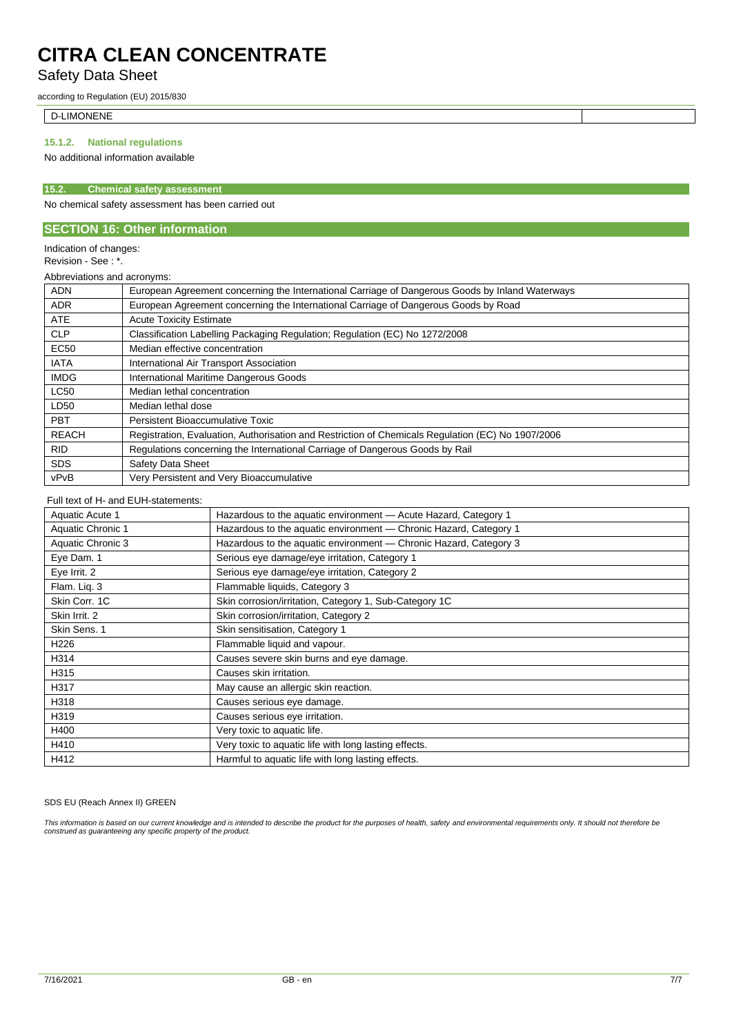| D-LIMONENE | |
|---|---|

#### 15.1.2. National regulations

No additional information available

### 15.2. Chemical safety assessment

No chemical safety assessment has been carried out

## SECTION 16: Other information

Indication of changes:
Revision - See : *.

Abbreviations and acronyms:

| | |
|---|---|
| ADN | European Agreement concerning the International Carriage of Dangerous Goods by Inland Waterways |
| ADR | European Agreement concerning the International Carriage of Dangerous Goods by Road |
| ATE | Acute Toxicity Estimate |
| CLP | Classification Labelling Packaging Regulation; Regulation (EC) No 1272/2008 |
| EC50 | Median effective concentration |
| IATA | International Air Transport Association |
| IMDG | International Maritime Dangerous Goods |
| LC50 | Median lethal concentration |
| LD50 | Median lethal dose |
| PBT | Persistent Bioaccumulative Toxic |
| REACH | Registration, Evaluation, Authorisation and Restriction of Chemicals Regulation (EC) No 1907/2006 |
| RID | Regulations concerning the International Carriage of Dangerous Goods by Rail |
| SDS | Safety Data Sheet |
| vPvB | Very Persistent and Very Bioaccumulative |

Full text of H- and EUH-statements:

| | |
|---|---|
| Aquatic Acute 1 | Hazardous to the aquatic environment — Acute Hazard, Category 1 |
| Aquatic Chronic 1 | Hazardous to the aquatic environment — Chronic Hazard, Category 1 |
| Aquatic Chronic 3 | Hazardous to the aquatic environment — Chronic Hazard, Category 3 |
| Eye Dam. 1 | Serious eye damage/eye irritation, Category 1 |
| Eye Irrit. 2 | Serious eye damage/eye irritation, Category 2 |
| Flam. Liq. 3 | Flammable liquids, Category 3 |
| Skin Corr. 1C | Skin corrosion/irritation, Category 1, Sub-Category 1C |
| Skin Irrit. 2 | Skin corrosion/irritation, Category 2 |
| Skin Sens. 1 | Skin sensitisation, Category 1 |
| H226 | Flammable liquid and vapour. |
| H314 | Causes severe skin burns and eye damage. |
| H315 | Causes skin irritation. |
| H317 | May cause an allergic skin reaction. |
| H318 | Causes serious eye damage. |
| H319 | Causes serious eye irritation. |
| H400 | Very toxic to aquatic life. |
| H410 | Very toxic to aquatic life with long lasting effects. |
| H412 | Harmful to aquatic life with long lasting effects. |

SDS EU (Reach Annex II) GREEN

*This information is based on our current knowledge and is intended to describe the product for the purposes of health, safety and environmental requirements only. It should not therefore be construed as guaranteeing any specific property of the product.*